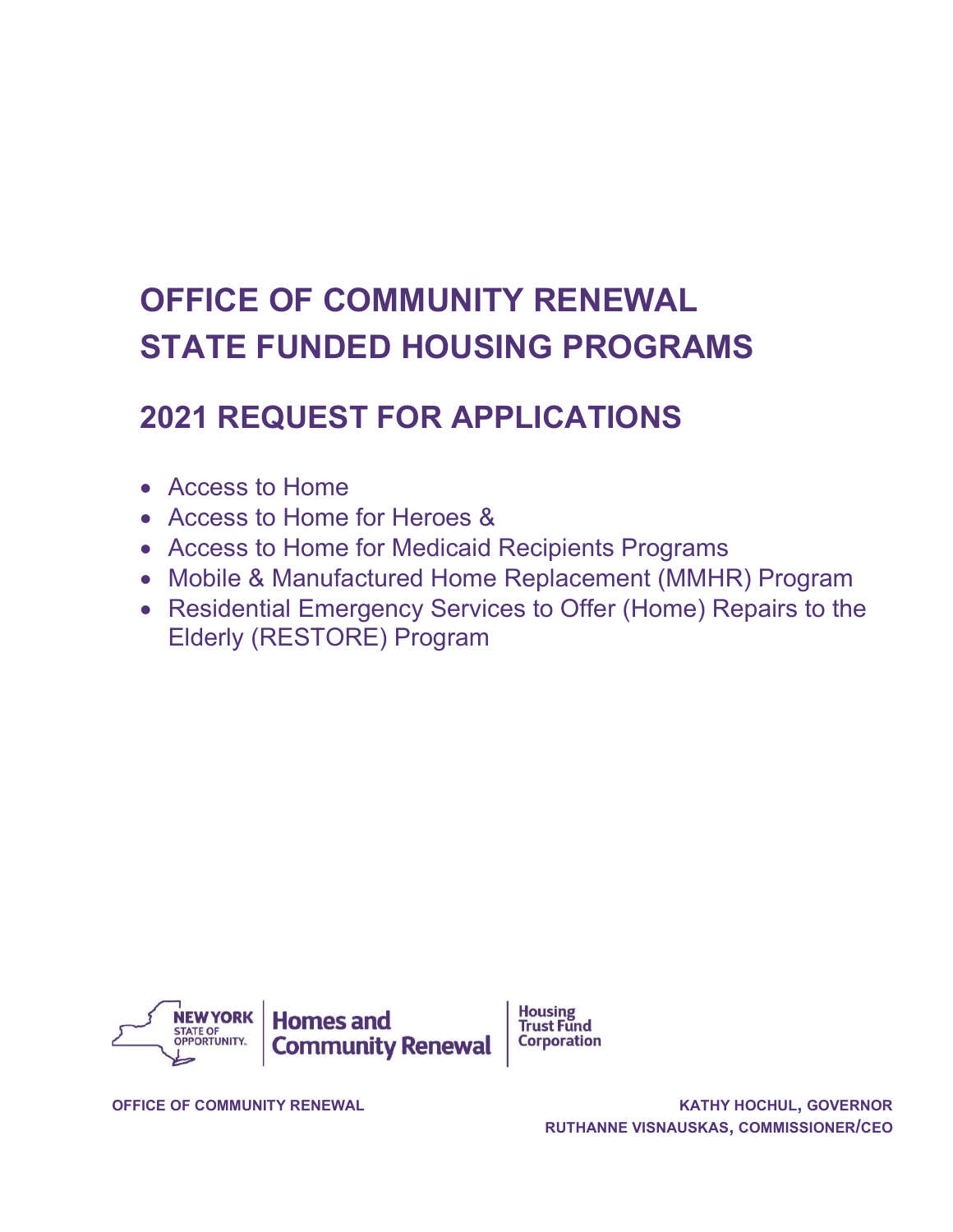# OFFICE OF COMMUNITY RENEWAL
# STATE FUNDED HOUSING PROGRAMS

## 2021 REQUEST FOR APPLICATIONS

- Access to Home
- Access to Home for Heroes &
- Access to Home for Medicaid Recipients Programs
- Mobile & Manufactured Home Replacement (MMHR) Program
- Residential Emergency Services to Offer (Home) Repairs to the Elderly (RESTORE) Program

NEW YORK STATE OF OPPORTUNITY. | Homes and Community Renewal | Housing Trust Fund Corporation

**OFFICE OF COMMUNITY RENEWAL**

**KATHY HOCHUL, GOVERNOR**
**RUTHANNE VISNAUSKAS, COMMISSIONER/CEO**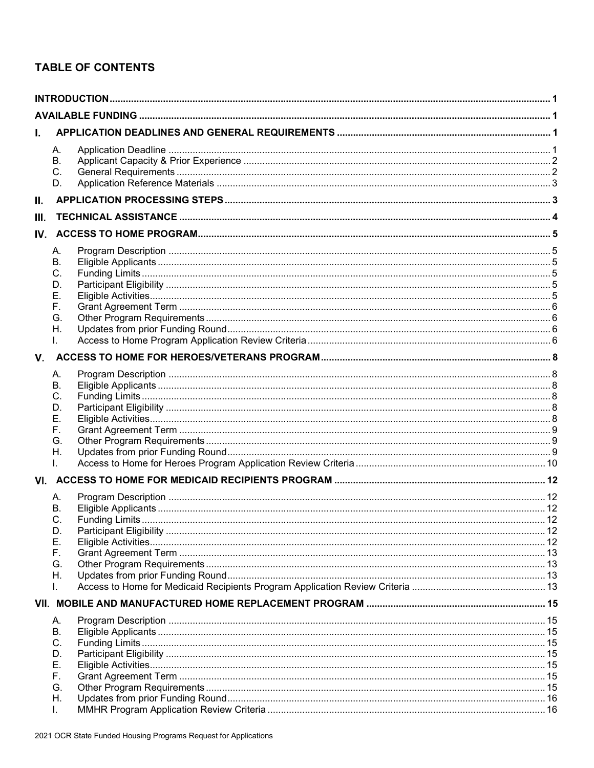## TABLE OF CONTENTS

**INTRODUCTION** 1

**AVAILABLE FUNDING** 1

**I. APPLICATION DEADLINES AND GENERAL REQUIREMENTS** 1

- A. Application Deadline 1
- B. Applicant Capacity & Prior Experience 2
- C. General Requirements 2
- D. Application Reference Materials 3

**II. APPLICATION PROCESSING STEPS** 3

**III. TECHNICAL ASSISTANCE** 4

**IV. ACCESS TO HOME PROGRAM** 5

- A. Program Description 5
- B. Eligible Applicants 5
- C. Funding Limits 5
- D. Participant Eligibility 5
- E. Eligible Activities 5
- F. Grant Agreement Term 6
- G. Other Program Requirements 6
- H. Updates from prior Funding Round 6
- I. Access to Home Program Application Review Criteria 6

**V. ACCESS TO HOME FOR HEROES/VETERANS PROGRAM** 8

- A. Program Description 8
- B. Eligible Applicants 8
- C. Funding Limits 8
- D. Participant Eligibility 8
- E. Eligible Activities 8
- F. Grant Agreement Term 9
- G. Other Program Requirements 9
- H. Updates from prior Funding Round 9
- I. Access to Home for Heroes Program Application Review Criteria 10

**VI. ACCESS TO HOME FOR MEDICAID RECIPIENTS PROGRAM** 12

- A. Program Description 12
- B. Eligible Applicants 12
- C. Funding Limits 12
- D. Participant Eligibility 12
- E. Eligible Activities 12
- F. Grant Agreement Term 13
- G. Other Program Requirements 13
- H. Updates from prior Funding Round 13
- I. Access to Home for Medicaid Recipients Program Application Review Criteria 13

**VII. MOBILE AND MANUFACTURED HOME REPLACEMENT PROGRAM** 15

- A. Program Description 15
- B. Eligible Applicants 15
- C. Funding Limits 15
- D. Participant Eligibility 15
- E. Eligible Activities 15
- F. Grant Agreement Term 15
- G. Other Program Requirements 15
- H. Updates from prior Funding Round 16
- I. MMHR Program Application Review Criteria 16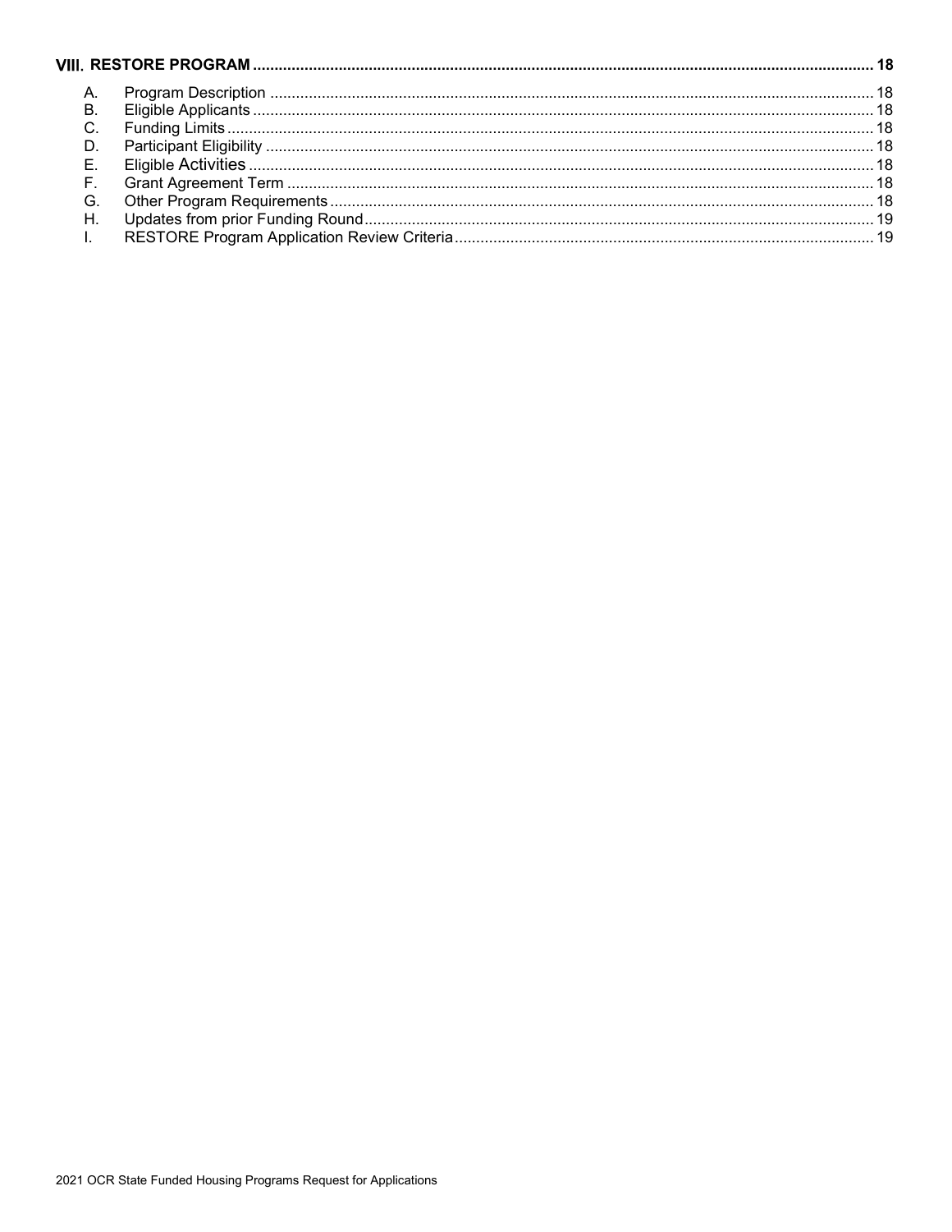**VIII. RESTORE PROGRAM ..... 18**

- A. Program Description ..... 18
- B. Eligible Applicants ..... 18
- C. Funding Limits ..... 18
- D. Participant Eligibility ..... 18
- E. Eligible Activities ..... 18
- F. Grant Agreement Term ..... 18
- G. Other Program Requirements ..... 18
- H. Updates from prior Funding Round ..... 19
- I. RESTORE Program Application Review Criteria ..... 19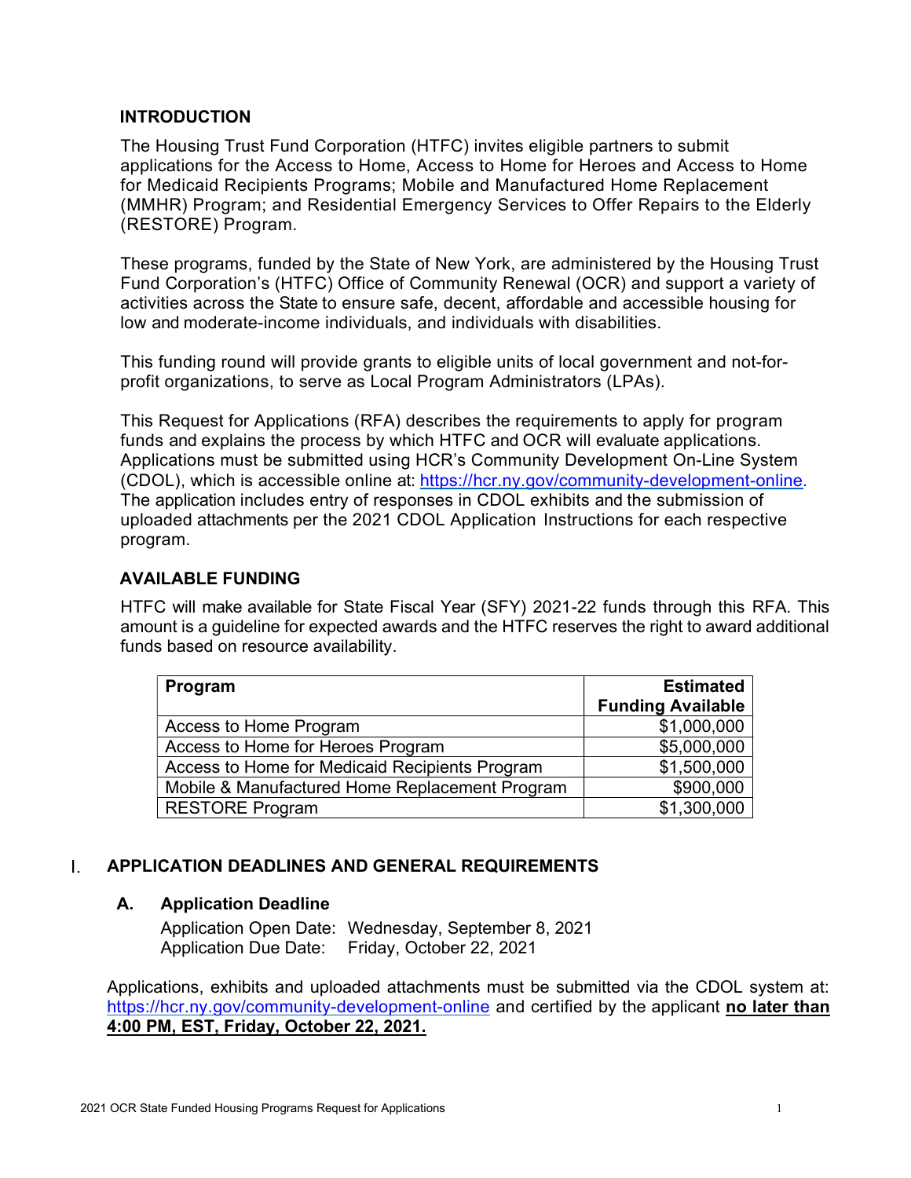## INTRODUCTION

The Housing Trust Fund Corporation (HTFC) invites eligible partners to submit applications for the Access to Home, Access to Home for Heroes and Access to Home for Medicaid Recipients Programs; Mobile and Manufactured Home Replacement (MMHR) Program; and Residential Emergency Services to Offer Repairs to the Elderly (RESTORE) Program.

These programs, funded by the State of New York, are administered by the Housing Trust Fund Corporation's (HTFC) Office of Community Renewal (OCR) and support a variety of activities across the State to ensure safe, decent, affordable and accessible housing for low and moderate-income individuals, and individuals with disabilities.

This funding round will provide grants to eligible units of local government and not-for-profit organizations, to serve as Local Program Administrators (LPAs).

This Request for Applications (RFA) describes the requirements to apply for program funds and explains the process by which HTFC and OCR will evaluate applications. Applications must be submitted using HCR's Community Development On-Line System (CDOL), which is accessible online at: https://hcr.ny.gov/community-development-online. The application includes entry of responses in CDOL exhibits and the submission of uploaded attachments per the 2021 CDOL Application Instructions for each respective program.

## AVAILABLE FUNDING

HTFC will make available for State Fiscal Year (SFY) 2021-22 funds through this RFA. This amount is a guideline for expected awards and the HTFC reserves the right to award additional funds based on resource availability.

| Program | Estimated Funding Available |
|---|---:|
| Access to Home Program | $1,000,000 |
| Access to Home for Heroes Program | $5,000,000 |
| Access to Home for Medicaid Recipients Program | $1,500,000 |
| Mobile & Manufactured Home Replacement Program | $900,000 |
| RESTORE Program | $1,300,000 |

## I. APPLICATION DEADLINES AND GENERAL REQUIREMENTS

### A. Application Deadline

Application Open Date: Wednesday, September 8, 2021
Application Due Date: Friday, October 22, 2021

Applications, exhibits and uploaded attachments must be submitted via the CDOL system at: https://hcr.ny.gov/community-development-online and certified by the applicant **no later than 4:00 PM, EST, Friday, October 22, 2021.**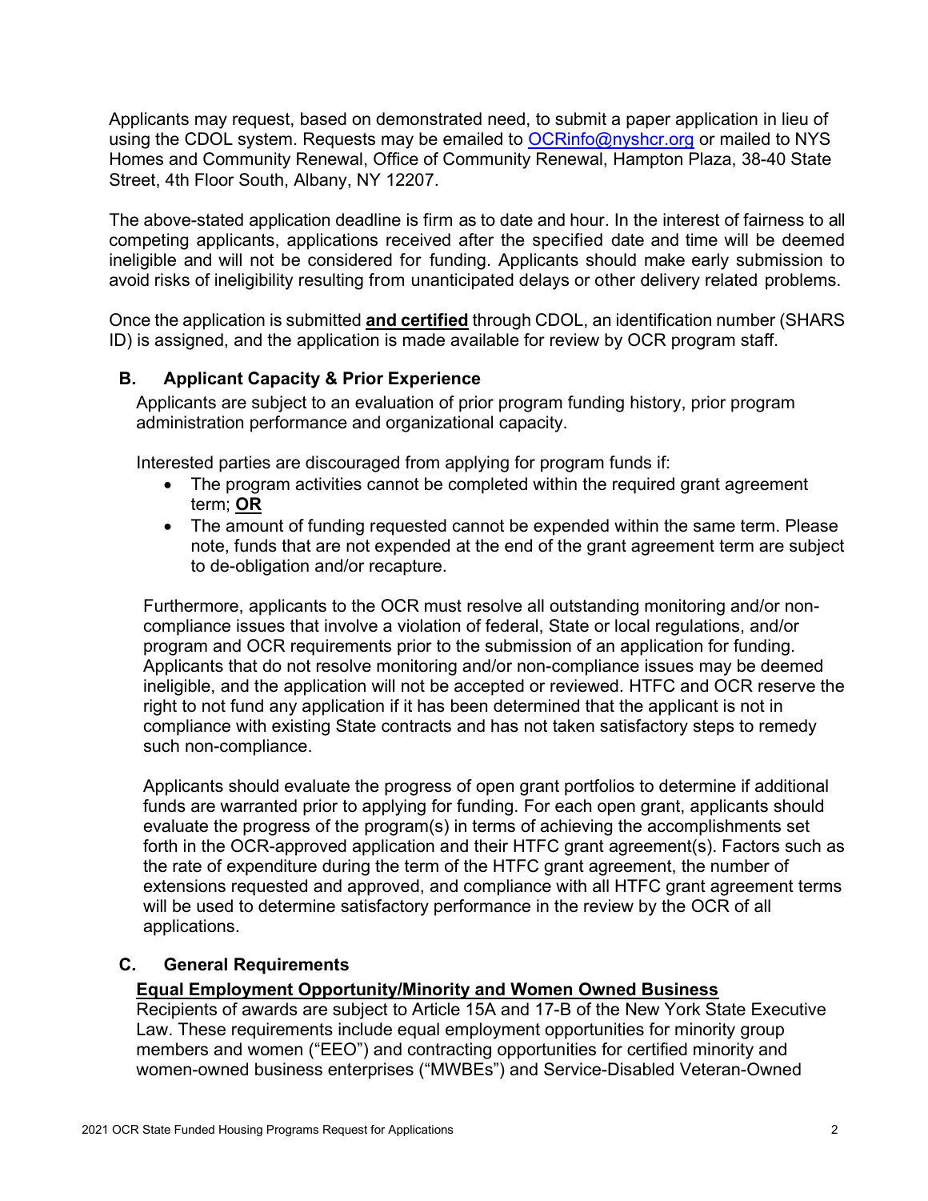Applicants may request, based on demonstrated need, to submit a paper application in lieu of using the CDOL system. Requests may be emailed to [OCRinfo@nyshcr.org](mailto:OCRinfo@nyshcr.org) or mailed to NYS Homes and Community Renewal, Office of Community Renewal, Hampton Plaza, 38-40 State Street, 4th Floor South, Albany, NY 12207.

The above-stated application deadline is firm as to date and hour. In the interest of fairness to all competing applicants, applications received after the specified date and time will be deemed ineligible and will not be considered for funding. Applicants should make early submission to avoid risks of ineligibility resulting from unanticipated delays or other delivery related problems.

Once the application is submitted **and certified** through CDOL, an identification number (SHARS ID) is assigned, and the application is made available for review by OCR program staff.

### B. Applicant Capacity & Prior Experience

Applicants are subject to an evaluation of prior program funding history, prior program administration performance and organizational capacity.

Interested parties are discouraged from applying for program funds if:

- The program activities cannot be completed within the required grant agreement term; **OR**
- The amount of funding requested cannot be expended within the same term. Please note, funds that are not expended at the end of the grant agreement term are subject to de-obligation and/or recapture.

Furthermore, applicants to the OCR must resolve all outstanding monitoring and/or non-compliance issues that involve a violation of federal, State or local regulations, and/or program and OCR requirements prior to the submission of an application for funding. Applicants that do not resolve monitoring and/or non-compliance issues may be deemed ineligible, and the application will not be accepted or reviewed. HTFC and OCR reserve the right to not fund any application if it has been determined that the applicant is not in compliance with existing State contracts and has not taken satisfactory steps to remedy such non-compliance.

Applicants should evaluate the progress of open grant portfolios to determine if additional funds are warranted prior to applying for funding. For each open grant, applicants should evaluate the progress of the program(s) in terms of achieving the accomplishments set forth in the OCR-approved application and their HTFC grant agreement(s). Factors such as the rate of expenditure during the term of the HTFC grant agreement, the number of extensions requested and approved, and compliance with all HTFC grant agreement terms will be used to determine satisfactory performance in the review by the OCR of all applications.

### C. General Requirements

**Equal Employment Opportunity/Minority and Women Owned Business**

Recipients of awards are subject to Article 15A and 17-B of the New York State Executive Law. These requirements include equal employment opportunities for minority group members and women ("EEO") and contracting opportunities for certified minority and women-owned business enterprises ("MWBEs") and Service-Disabled Veteran-Owned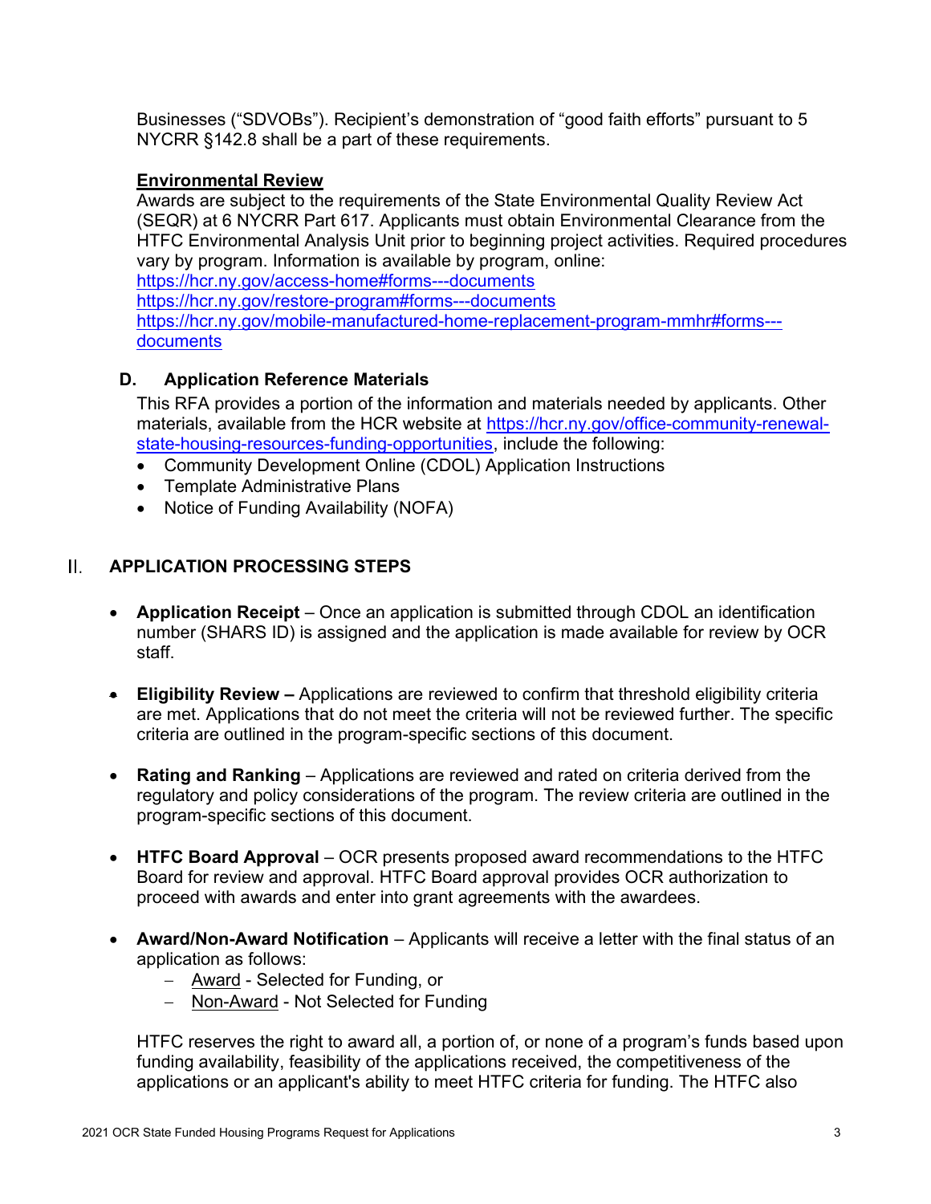Businesses ("SDVOBs"). Recipient's demonstration of "good faith efforts" pursuant to 5 NYCRR §142.8 shall be a part of these requirements.

**Environmental Review**

Awards are subject to the requirements of the State Environmental Quality Review Act (SEQR) at 6 NYCRR Part 617. Applicants must obtain Environmental Clearance from the HTFC Environmental Analysis Unit prior to beginning project activities. Required procedures vary by program. Information is available by program, online:
https://hcr.ny.gov/access-home#forms---documents
https://hcr.ny.gov/restore-program#forms---documents
https://hcr.ny.gov/mobile-manufactured-home-replacement-program-mmhr#forms---documents

### D. Application Reference Materials

This RFA provides a portion of the information and materials needed by applicants. Other materials, available from the HCR website at https://hcr.ny.gov/office-community-renewal-state-housing-resources-funding-opportunities, include the following:

- Community Development Online (CDOL) Application Instructions
- Template Administrative Plans
- Notice of Funding Availability (NOFA)

## II. APPLICATION PROCESSING STEPS

- **Application Receipt** – Once an application is submitted through CDOL an identification number (SHARS ID) is assigned and the application is made available for review by OCR staff.
- **Eligibility Review –** Applications are reviewed to confirm that threshold eligibility criteria are met. Applications that do not meet the criteria will not be reviewed further. The specific criteria are outlined in the program-specific sections of this document.
- **Rating and Ranking** – Applications are reviewed and rated on criteria derived from the regulatory and policy considerations of the program. The review criteria are outlined in the program-specific sections of this document.
- **HTFC Board Approval** – OCR presents proposed award recommendations to the HTFC Board for review and approval. HTFC Board approval provides OCR authorization to proceed with awards and enter into grant agreements with the awardees.
- **Award/Non-Award Notification** – Applicants will receive a letter with the final status of an application as follows:
  - Award - Selected for Funding, or
  - Non-Award - Not Selected for Funding

HTFC reserves the right to award all, a portion of, or none of a program's funds based upon funding availability, feasibility of the applications received, the competitiveness of the applications or an applicant's ability to meet HTFC criteria for funding. The HTFC also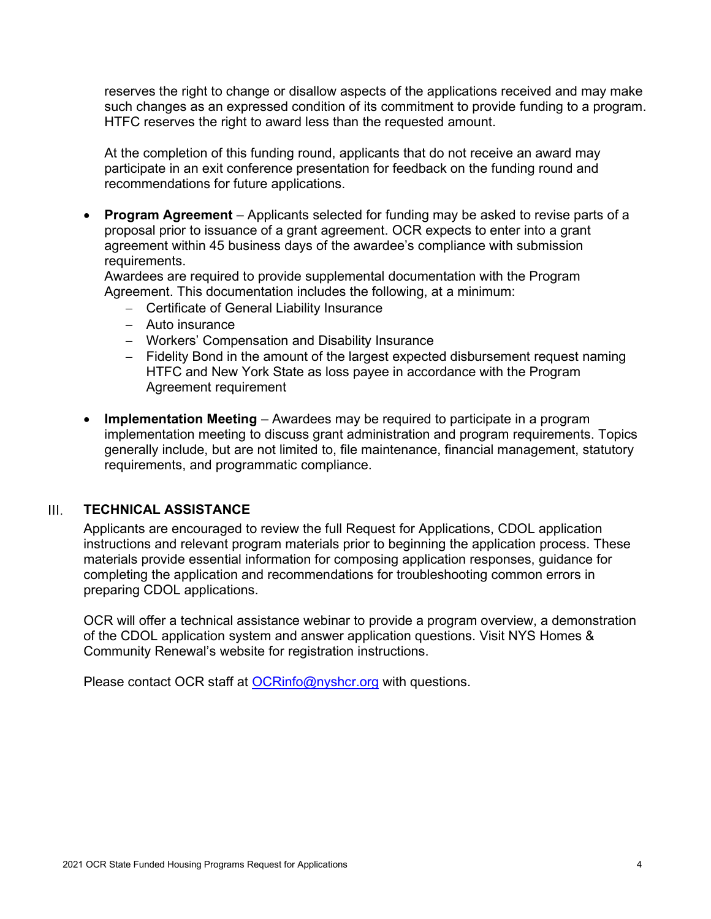reserves the right to change or disallow aspects of the applications received and may make such changes as an expressed condition of its commitment to provide funding to a program. HTFC reserves the right to award less than the requested amount.

At the completion of this funding round, applicants that do not receive an award may participate in an exit conference presentation for feedback on the funding round and recommendations for future applications.

- **Program Agreement** – Applicants selected for funding may be asked to revise parts of a proposal prior to issuance of a grant agreement. OCR expects to enter into a grant agreement within 45 business days of the awardee's compliance with submission requirements.
  Awardees are required to provide supplemental documentation with the Program Agreement. This documentation includes the following, at a minimum:
  - Certificate of General Liability Insurance
  - Auto insurance
  - Workers' Compensation and Disability Insurance
  - Fidelity Bond in the amount of the largest expected disbursement request naming HTFC and New York State as loss payee in accordance with the Program Agreement requirement

- **Implementation Meeting** – Awardees may be required to participate in a program implementation meeting to discuss grant administration and program requirements. Topics generally include, but are not limited to, file maintenance, financial management, statutory requirements, and programmatic compliance.

## III. TECHNICAL ASSISTANCE

Applicants are encouraged to review the full Request for Applications, CDOL application instructions and relevant program materials prior to beginning the application process. These materials provide essential information for composing application responses, guidance for completing the application and recommendations for troubleshooting common errors in preparing CDOL applications.

OCR will offer a technical assistance webinar to provide a program overview, a demonstration of the CDOL application system and answer application questions. Visit NYS Homes & Community Renewal's website for registration instructions.

Please contact OCR staff at OCRinfo@nyshcr.org with questions.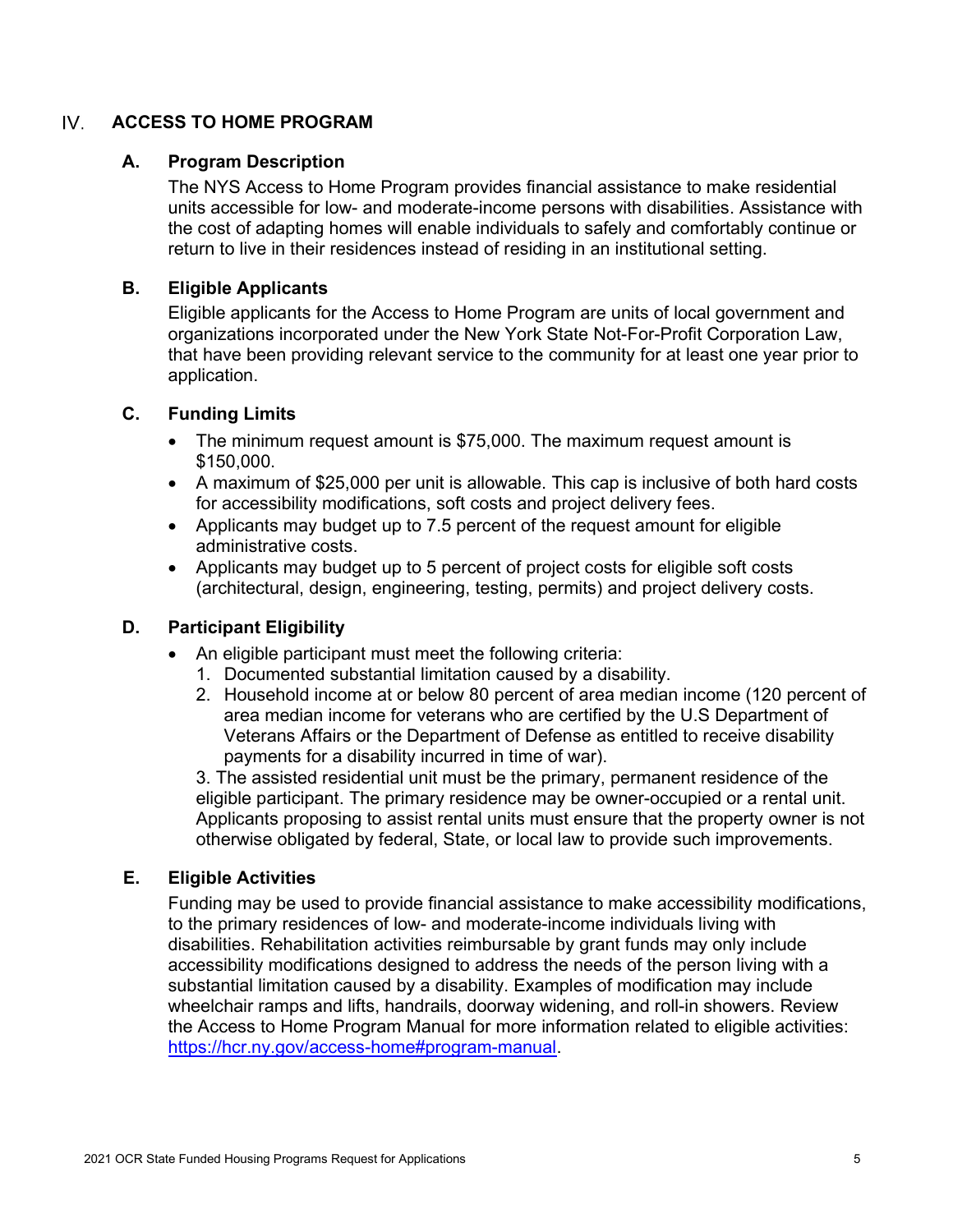## IV. ACCESS TO HOME PROGRAM

### A. Program Description

The NYS Access to Home Program provides financial assistance to make residential units accessible for low- and moderate-income persons with disabilities. Assistance with the cost of adapting homes will enable individuals to safely and comfortably continue or return to live in their residences instead of residing in an institutional setting.

### B. Eligible Applicants

Eligible applicants for the Access to Home Program are units of local government and organizations incorporated under the New York State Not-For-Profit Corporation Law, that have been providing relevant service to the community for at least one year prior to application.

### C. Funding Limits

- The minimum request amount is $75,000. The maximum request amount is $150,000.
- A maximum of $25,000 per unit is allowable. This cap is inclusive of both hard costs for accessibility modifications, soft costs and project delivery fees.
- Applicants may budget up to 7.5 percent of the request amount for eligible administrative costs.
- Applicants may budget up to 5 percent of project costs for eligible soft costs (architectural, design, engineering, testing, permits) and project delivery costs.

### D. Participant Eligibility

- An eligible participant must meet the following criteria:
  1. Documented substantial limitation caused by a disability.
  2. Household income at or below 80 percent of area median income (120 percent of area median income for veterans who are certified by the U.S Department of Veterans Affairs or the Department of Defense as entitled to receive disability payments for a disability incurred in time of war).

  3. The assisted residential unit must be the primary, permanent residence of the eligible participant. The primary residence may be owner-occupied or a rental unit. Applicants proposing to assist rental units must ensure that the property owner is not otherwise obligated by federal, State, or local law to provide such improvements.

### E. Eligible Activities

Funding may be used to provide financial assistance to make accessibility modifications, to the primary residences of low- and moderate-income individuals living with disabilities. Rehabilitation activities reimbursable by grant funds may only include accessibility modifications designed to address the needs of the person living with a substantial limitation caused by a disability. Examples of modification may include wheelchair ramps and lifts, handrails, doorway widening, and roll-in showers. Review the Access to Home Program Manual for more information related to eligible activities: [https://hcr.ny.gov/access-home#program-manual](https://hcr.ny.gov/access-home#program-manual).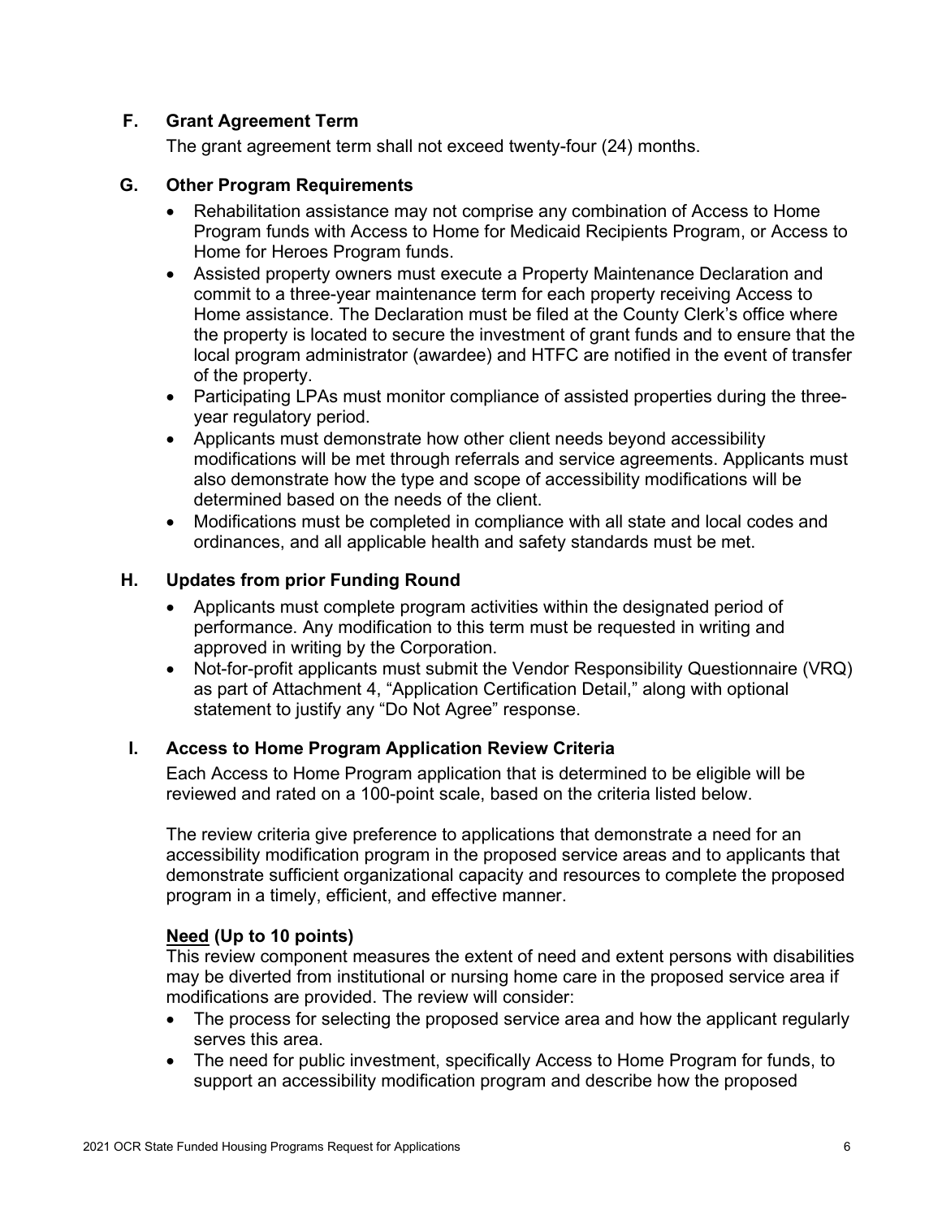### F. Grant Agreement Term

The grant agreement term shall not exceed twenty-four (24) months.

### G. Other Program Requirements

- Rehabilitation assistance may not comprise any combination of Access to Home Program funds with Access to Home for Medicaid Recipients Program, or Access to Home for Heroes Program funds.
- Assisted property owners must execute a Property Maintenance Declaration and commit to a three-year maintenance term for each property receiving Access to Home assistance. The Declaration must be filed at the County Clerk's office where the property is located to secure the investment of grant funds and to ensure that the local program administrator (awardee) and HTFC are notified in the event of transfer of the property.
- Participating LPAs must monitor compliance of assisted properties during the three-year regulatory period.
- Applicants must demonstrate how other client needs beyond accessibility modifications will be met through referrals and service agreements. Applicants must also demonstrate how the type and scope of accessibility modifications will be determined based on the needs of the client.
- Modifications must be completed in compliance with all state and local codes and ordinances, and all applicable health and safety standards must be met.

### H. Updates from prior Funding Round

- Applicants must complete program activities within the designated period of performance. Any modification to this term must be requested in writing and approved in writing by the Corporation.
- Not-for-profit applicants must submit the Vendor Responsibility Questionnaire (VRQ) as part of Attachment 4, "Application Certification Detail," along with optional statement to justify any "Do Not Agree" response.

### I. Access to Home Program Application Review Criteria

Each Access to Home Program application that is determined to be eligible will be reviewed and rated on a 100-point scale, based on the criteria listed below.

The review criteria give preference to applications that demonstrate a need for an accessibility modification program in the proposed service areas and to applicants that demonstrate sufficient organizational capacity and resources to complete the proposed program in a timely, efficient, and effective manner.

**<u>Need</u> (Up to 10 points)**
This review component measures the extent of need and extent persons with disabilities may be diverted from institutional or nursing home care in the proposed service area if modifications are provided. The review will consider:

- The process for selecting the proposed service area and how the applicant regularly serves this area.
- The need for public investment, specifically Access to Home Program for funds, to support an accessibility modification program and describe how the proposed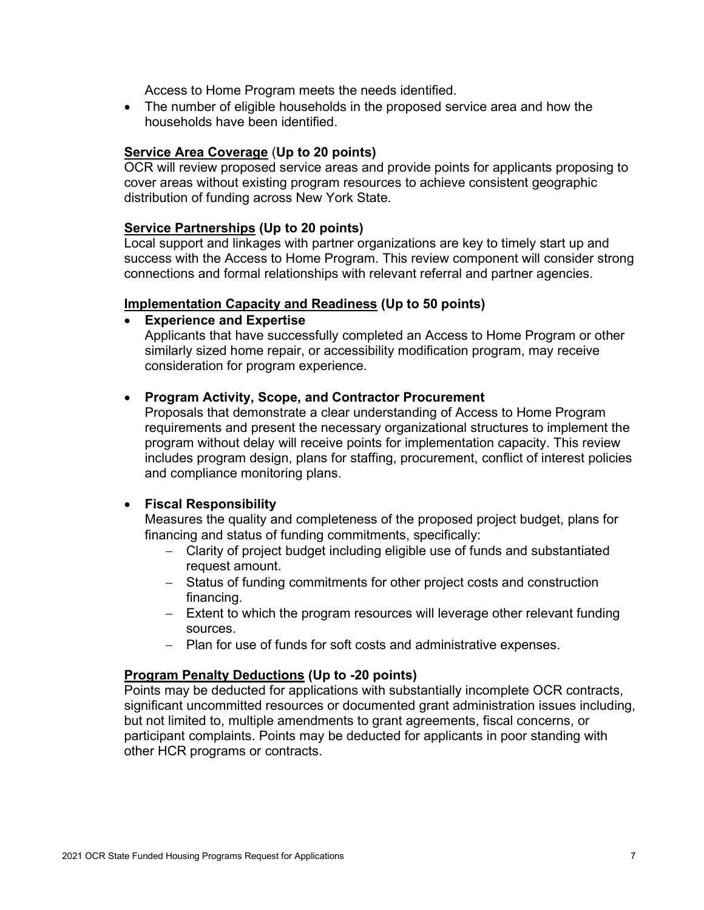Access to Home Program meets the needs identified.

- The number of eligible households in the proposed service area and how the households have been identified.

**Service Area Coverage (Up to 20 points)**

OCR will review proposed service areas and provide points for applicants proposing to cover areas without existing program resources to achieve consistent geographic distribution of funding across New York State.

**Service Partnerships (Up to 20 points)**

Local support and linkages with partner organizations are key to timely start up and success with the Access to Home Program. This review component will consider strong connections and formal relationships with relevant referral and partner agencies.

**Implementation Capacity and Readiness (Up to 50 points)**

- **Experience and Expertise**
  Applicants that have successfully completed an Access to Home Program or other similarly sized home repair, or accessibility modification program, may receive consideration for program experience.

- **Program Activity, Scope, and Contractor Procurement**
  Proposals that demonstrate a clear understanding of Access to Home Program requirements and present the necessary organizational structures to implement the program without delay will receive points for implementation capacity. This review includes program design, plans for staffing, procurement, conflict of interest policies and compliance monitoring plans.

- **Fiscal Responsibility**
  Measures the quality and completeness of the proposed project budget, plans for financing and status of funding commitments, specifically:
  - Clarity of project budget including eligible use of funds and substantiated request amount.
  - Status of funding commitments for other project costs and construction financing.
  - Extent to which the program resources will leverage other relevant funding sources.
  - Plan for use of funds for soft costs and administrative expenses.

**Program Penalty Deductions (Up to -20 points)**

Points may be deducted for applications with substantially incomplete OCR contracts, significant uncommitted resources or documented grant administration issues including, but not limited to, multiple amendments to grant agreements, fiscal concerns, or participant complaints. Points may be deducted for applicants in poor standing with other HCR programs or contracts.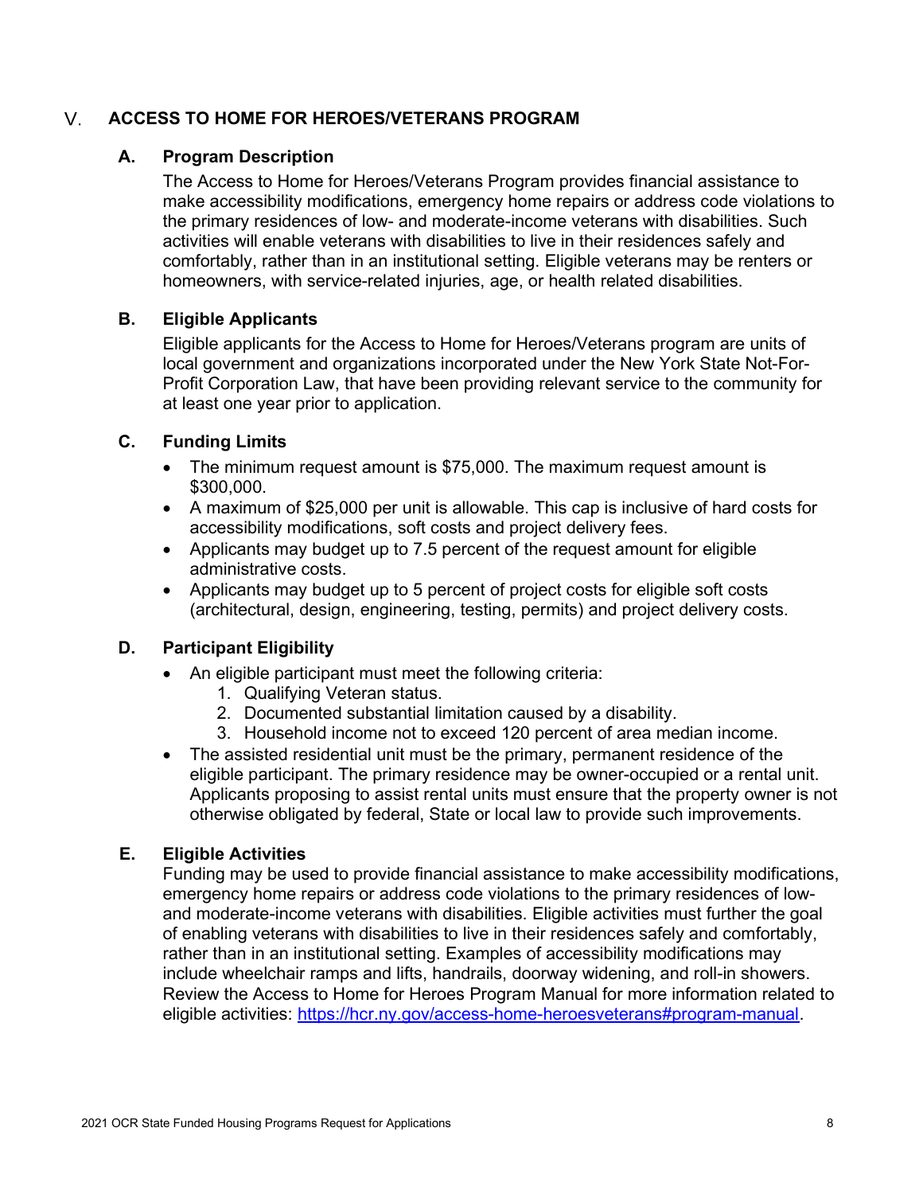## V. ACCESS TO HOME FOR HEROES/VETERANS PROGRAM

### A. Program Description

The Access to Home for Heroes/Veterans Program provides financial assistance to make accessibility modifications, emergency home repairs or address code violations to the primary residences of low- and moderate-income veterans with disabilities. Such activities will enable veterans with disabilities to live in their residences safely and comfortably, rather than in an institutional setting. Eligible veterans may be renters or homeowners, with service-related injuries, age, or health related disabilities.

### B. Eligible Applicants

Eligible applicants for the Access to Home for Heroes/Veterans program are units of local government and organizations incorporated under the New York State Not-For-Profit Corporation Law, that have been providing relevant service to the community for at least one year prior to application.

### C. Funding Limits

- The minimum request amount is $75,000. The maximum request amount is $300,000.
- A maximum of $25,000 per unit is allowable. This cap is inclusive of hard costs for accessibility modifications, soft costs and project delivery fees.
- Applicants may budget up to 7.5 percent of the request amount for eligible administrative costs.
- Applicants may budget up to 5 percent of project costs for eligible soft costs (architectural, design, engineering, testing, permits) and project delivery costs.

### D. Participant Eligibility

- An eligible participant must meet the following criteria:
  1. Qualifying Veteran status.
  2. Documented substantial limitation caused by a disability.
  3. Household income not to exceed 120 percent of area median income.
- The assisted residential unit must be the primary, permanent residence of the eligible participant. The primary residence may be owner-occupied or a rental unit. Applicants proposing to assist rental units must ensure that the property owner is not otherwise obligated by federal, State or local law to provide such improvements.

### E. Eligible Activities

Funding may be used to provide financial assistance to make accessibility modifications, emergency home repairs or address code violations to the primary residences of low- and moderate-income veterans with disabilities. Eligible activities must further the goal of enabling veterans with disabilities to live in their residences safely and comfortably, rather than in an institutional setting. Examples of accessibility modifications may include wheelchair ramps and lifts, handrails, doorway widening, and roll-in showers. Review the Access to Home for Heroes Program Manual for more information related to eligible activities: [https://hcr.ny.gov/access-home-heroesveterans#program-manual](https://hcr.ny.gov/access-home-heroesveterans#program-manual).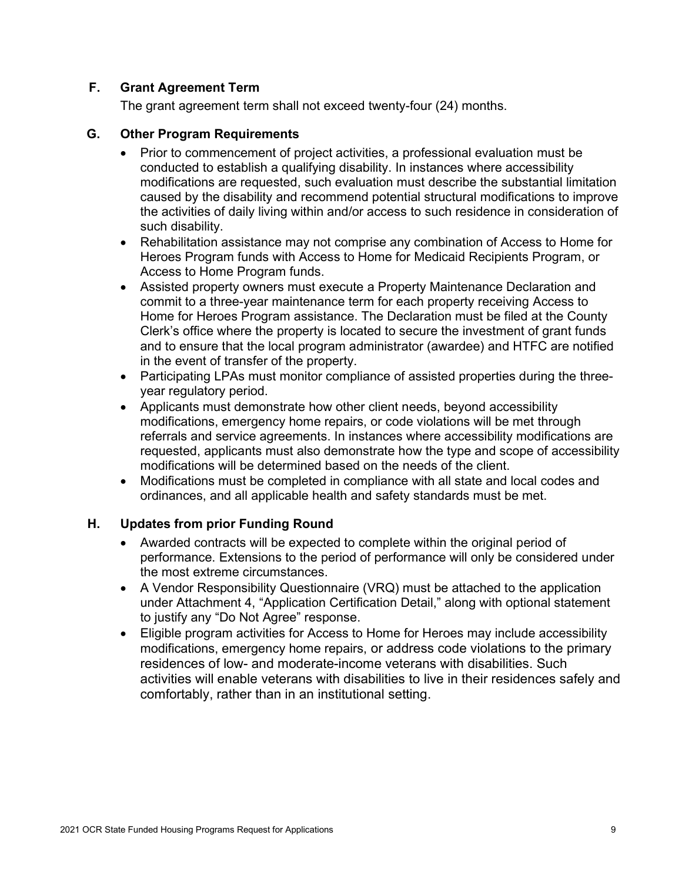### F. Grant Agreement Term

The grant agreement term shall not exceed twenty-four (24) months.

### G. Other Program Requirements

- Prior to commencement of project activities, a professional evaluation must be conducted to establish a qualifying disability. In instances where accessibility modifications are requested, such evaluation must describe the substantial limitation caused by the disability and recommend potential structural modifications to improve the activities of daily living within and/or access to such residence in consideration of such disability.
- Rehabilitation assistance may not comprise any combination of Access to Home for Heroes Program funds with Access to Home for Medicaid Recipients Program, or Access to Home Program funds.
- Assisted property owners must execute a Property Maintenance Declaration and commit to a three-year maintenance term for each property receiving Access to Home for Heroes Program assistance. The Declaration must be filed at the County Clerk's office where the property is located to secure the investment of grant funds and to ensure that the local program administrator (awardee) and HTFC are notified in the event of transfer of the property.
- Participating LPAs must monitor compliance of assisted properties during the three-year regulatory period.
- Applicants must demonstrate how other client needs, beyond accessibility modifications, emergency home repairs, or code violations will be met through referrals and service agreements. In instances where accessibility modifications are requested, applicants must also demonstrate how the type and scope of accessibility modifications will be determined based on the needs of the client.
- Modifications must be completed in compliance with all state and local codes and ordinances, and all applicable health and safety standards must be met.

### H. Updates from prior Funding Round

- Awarded contracts will be expected to complete within the original period of performance. Extensions to the period of performance will only be considered under the most extreme circumstances.
- A Vendor Responsibility Questionnaire (VRQ) must be attached to the application under Attachment 4, "Application Certification Detail," along with optional statement to justify any "Do Not Agree" response.
- Eligible program activities for Access to Home for Heroes may include accessibility modifications, emergency home repairs, or address code violations to the primary residences of low- and moderate-income veterans with disabilities. Such activities will enable veterans with disabilities to live in their residences safely and comfortably, rather than in an institutional setting.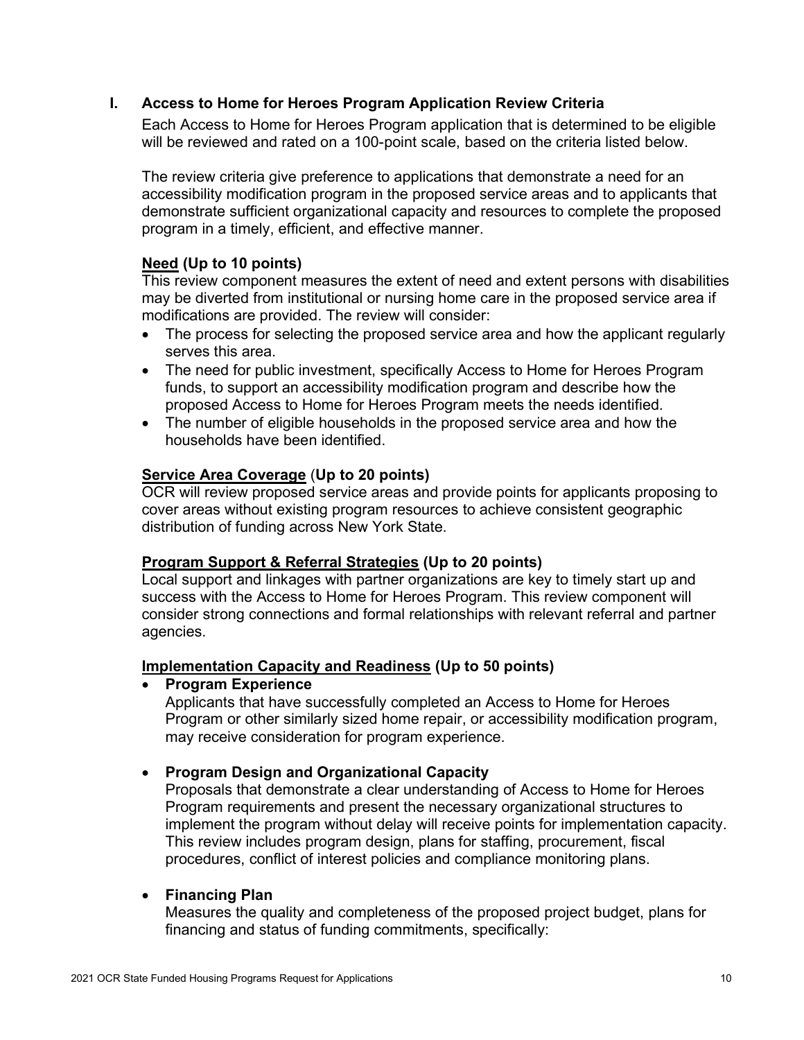## I. Access to Home for Heroes Program Application Review Criteria

Each Access to Home for Heroes Program application that is determined to be eligible will be reviewed and rated on a 100-point scale, based on the criteria listed below.

The review criteria give preference to applications that demonstrate a need for an accessibility modification program in the proposed service areas and to applicants that demonstrate sufficient organizational capacity and resources to complete the proposed program in a timely, efficient, and effective manner.

**Need (Up to 10 points)**

This review component measures the extent of need and extent persons with disabilities may be diverted from institutional or nursing home care in the proposed service area if modifications are provided. The review will consider:

- The process for selecting the proposed service area and how the applicant regularly serves this area.
- The need for public investment, specifically Access to Home for Heroes Program funds, to support an accessibility modification program and describe how the proposed Access to Home for Heroes Program meets the needs identified.
- The number of eligible households in the proposed service area and how the households have been identified.

**Service Area Coverage (Up to 20 points)**

OCR will review proposed service areas and provide points for applicants proposing to cover areas without existing program resources to achieve consistent geographic distribution of funding across New York State.

**Program Support & Referral Strategies (Up to 20 points)**

Local support and linkages with partner organizations are key to timely start up and success with the Access to Home for Heroes Program. This review component will consider strong connections and formal relationships with relevant referral and partner agencies.

**Implementation Capacity and Readiness (Up to 50 points)**

- **Program Experience**

  Applicants that have successfully completed an Access to Home for Heroes Program or other similarly sized home repair, or accessibility modification program, may receive consideration for program experience.

- **Program Design and Organizational Capacity**

  Proposals that demonstrate a clear understanding of Access to Home for Heroes Program requirements and present the necessary organizational structures to implement the program without delay will receive points for implementation capacity. This review includes program design, plans for staffing, procurement, fiscal procedures, conflict of interest policies and compliance monitoring plans.

- **Financing Plan**

  Measures the quality and completeness of the proposed project budget, plans for financing and status of funding commitments, specifically: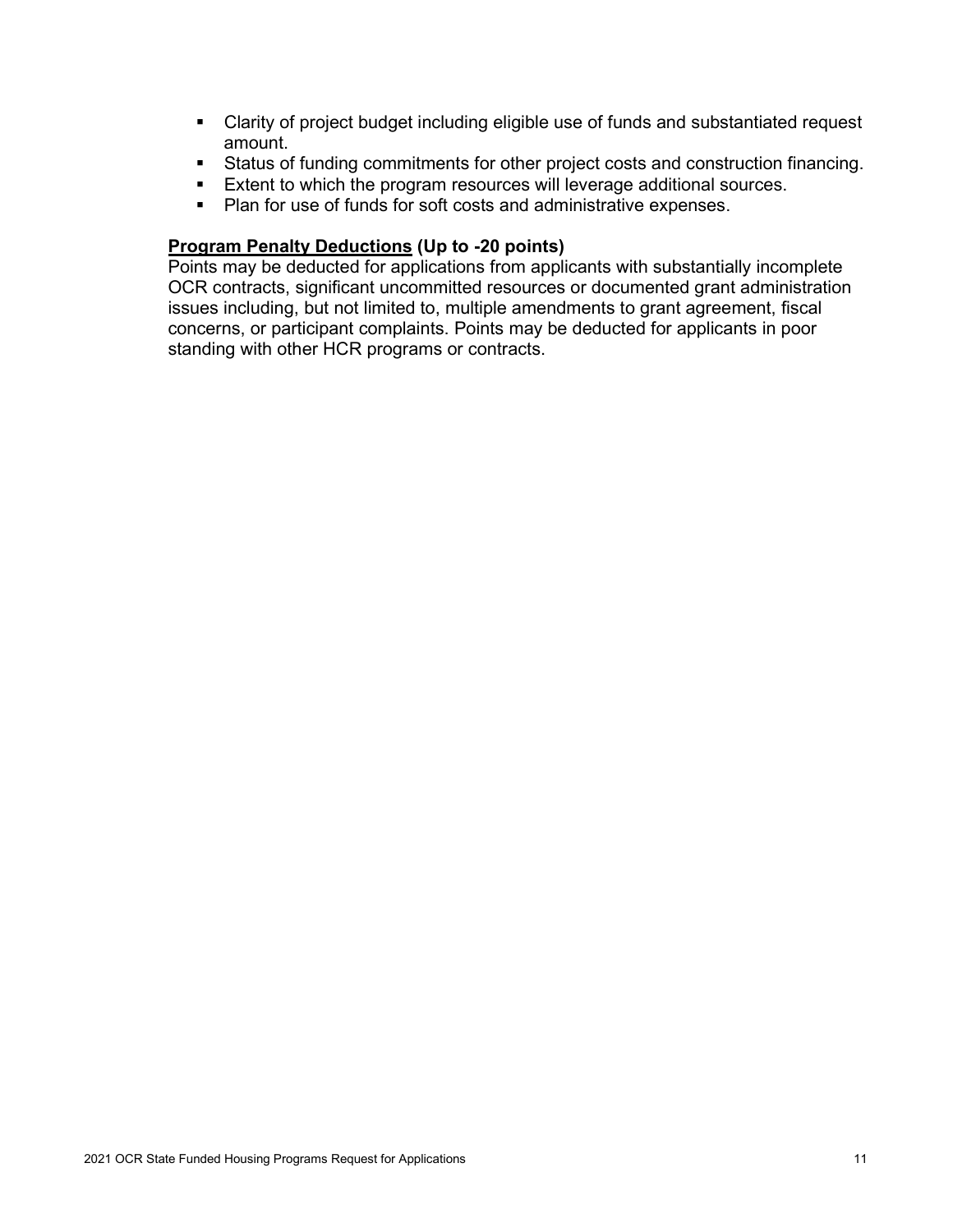- Clarity of project budget including eligible use of funds and substantiated request amount.
- Status of funding commitments for other project costs and construction financing.
- Extent to which the program resources will leverage additional sources.
- Plan for use of funds for soft costs and administrative expenses.

**<u>Program Penalty Deductions</u> (Up to -20 points)**
Points may be deducted for applications from applicants with substantially incomplete OCR contracts, significant uncommitted resources or documented grant administration issues including, but not limited to, multiple amendments to grant agreement, fiscal concerns, or participant complaints. Points may be deducted for applicants in poor standing with other HCR programs or contracts.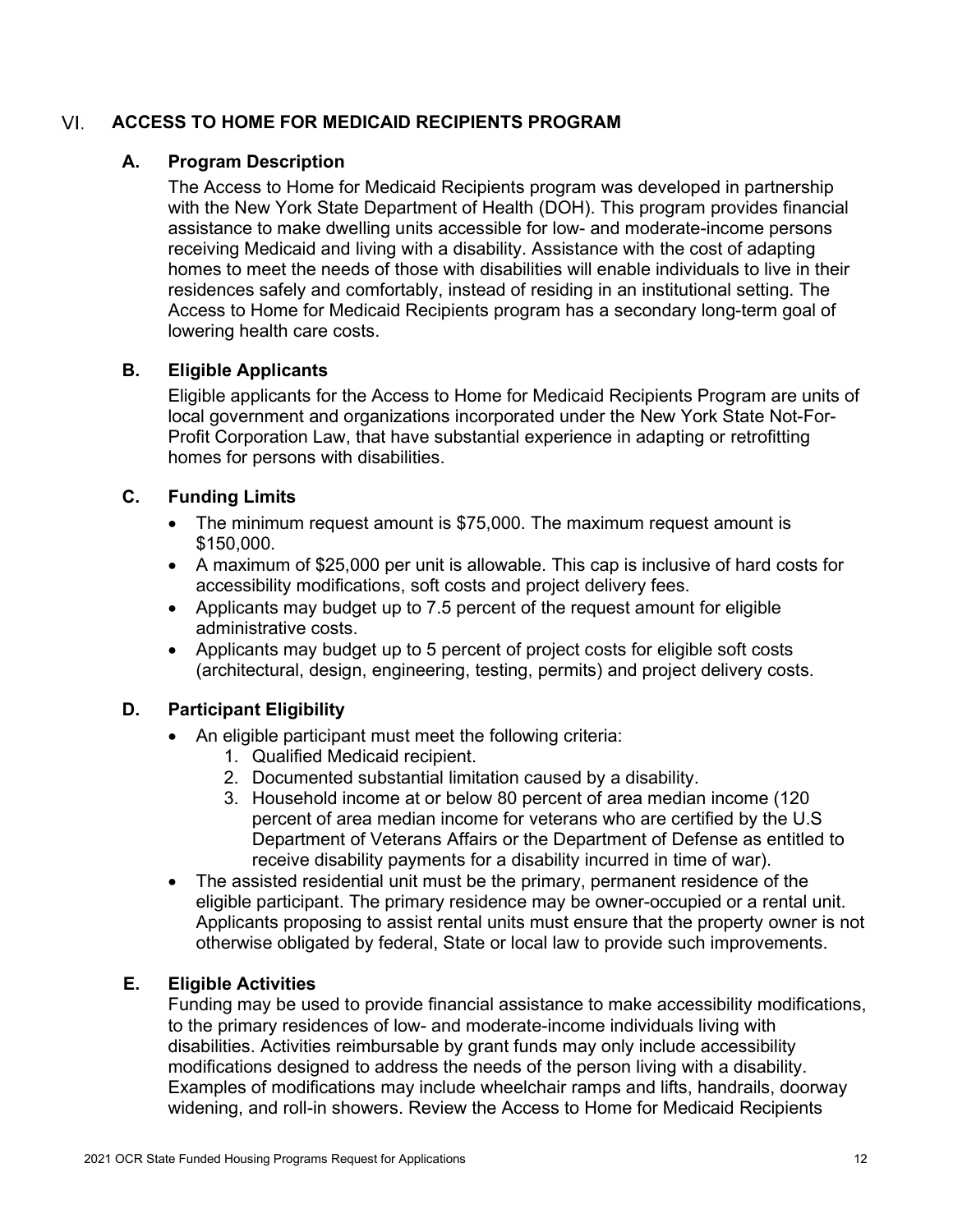## VI. ACCESS TO HOME FOR MEDICAID RECIPIENTS PROGRAM

### A. Program Description

The Access to Home for Medicaid Recipients program was developed in partnership with the New York State Department of Health (DOH). This program provides financial assistance to make dwelling units accessible for low- and moderate-income persons receiving Medicaid and living with a disability. Assistance with the cost of adapting homes to meet the needs of those with disabilities will enable individuals to live in their residences safely and comfortably, instead of residing in an institutional setting. The Access to Home for Medicaid Recipients program has a secondary long-term goal of lowering health care costs.

### B. Eligible Applicants

Eligible applicants for the Access to Home for Medicaid Recipients Program are units of local government and organizations incorporated under the New York State Not-For-Profit Corporation Law, that have substantial experience in adapting or retrofitting homes for persons with disabilities.

### C. Funding Limits

- The minimum request amount is $75,000. The maximum request amount is $150,000.
- A maximum of $25,000 per unit is allowable. This cap is inclusive of hard costs for accessibility modifications, soft costs and project delivery fees.
- Applicants may budget up to 7.5 percent of the request amount for eligible administrative costs.
- Applicants may budget up to 5 percent of project costs for eligible soft costs (architectural, design, engineering, testing, permits) and project delivery costs.

### D. Participant Eligibility

- An eligible participant must meet the following criteria:
    1. Qualified Medicaid recipient.
    2. Documented substantial limitation caused by a disability.
    3. Household income at or below 80 percent of area median income (120 percent of area median income for veterans who are certified by the U.S Department of Veterans Affairs or the Department of Defense as entitled to receive disability payments for a disability incurred in time of war).
- The assisted residential unit must be the primary, permanent residence of the eligible participant. The primary residence may be owner-occupied or a rental unit. Applicants proposing to assist rental units must ensure that the property owner is not otherwise obligated by federal, State or local law to provide such improvements.

### E. Eligible Activities

Funding may be used to provide financial assistance to make accessibility modifications, to the primary residences of low- and moderate-income individuals living with disabilities. Activities reimbursable by grant funds may only include accessibility modifications designed to address the needs of the person living with a disability. Examples of modifications may include wheelchair ramps and lifts, handrails, doorway widening, and roll-in showers. Review the Access to Home for Medicaid Recipients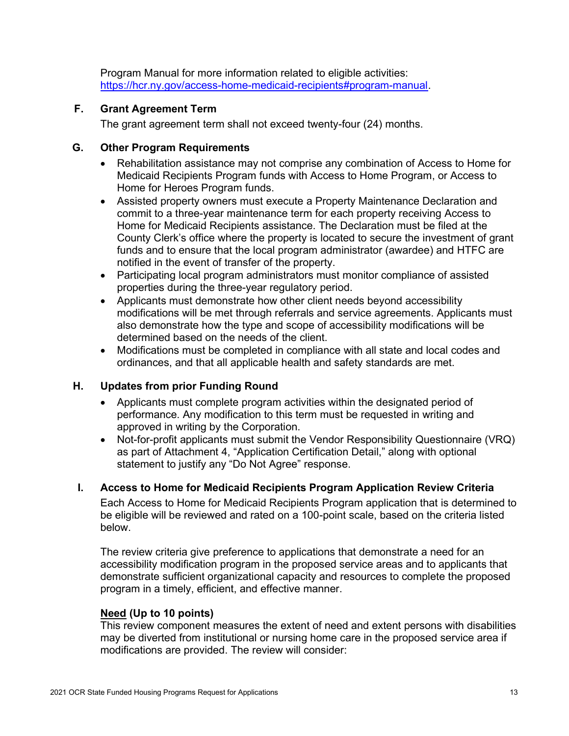Program Manual for more information related to eligible activities: [https://hcr.ny.gov/access-home-medicaid-recipients#program-manual](https://hcr.ny.gov/access-home-medicaid-recipients#program-manual).

### F. Grant Agreement Term

The grant agreement term shall not exceed twenty-four (24) months.

### G. Other Program Requirements

- Rehabilitation assistance may not comprise any combination of Access to Home for Medicaid Recipients Program funds with Access to Home Program, or Access to Home for Heroes Program funds.
- Assisted property owners must execute a Property Maintenance Declaration and commit to a three-year maintenance term for each property receiving Access to Home for Medicaid Recipients assistance. The Declaration must be filed at the County Clerk's office where the property is located to secure the investment of grant funds and to ensure that the local program administrator (awardee) and HTFC are notified in the event of transfer of the property.
- Participating local program administrators must monitor compliance of assisted properties during the three-year regulatory period.
- Applicants must demonstrate how other client needs beyond accessibility modifications will be met through referrals and service agreements. Applicants must also demonstrate how the type and scope of accessibility modifications will be determined based on the needs of the client.
- Modifications must be completed in compliance with all state and local codes and ordinances, and that all applicable health and safety standards are met.

### H. Updates from prior Funding Round

- Applicants must complete program activities within the designated period of performance. Any modification to this term must be requested in writing and approved in writing by the Corporation.
- Not-for-profit applicants must submit the Vendor Responsibility Questionnaire (VRQ) as part of Attachment 4, "Application Certification Detail," along with optional statement to justify any "Do Not Agree" response.

### I. Access to Home for Medicaid Recipients Program Application Review Criteria

Each Access to Home for Medicaid Recipients Program application that is determined to be eligible will be reviewed and rated on a 100-point scale, based on the criteria listed below.

The review criteria give preference to applications that demonstrate a need for an accessibility modification program in the proposed service areas and to applicants that demonstrate sufficient organizational capacity and resources to complete the proposed program in a timely, efficient, and effective manner.

**<u>Need</u> (Up to 10 points)**
This review component measures the extent of need and extent persons with disabilities may be diverted from institutional or nursing home care in the proposed service area if modifications are provided. The review will consider: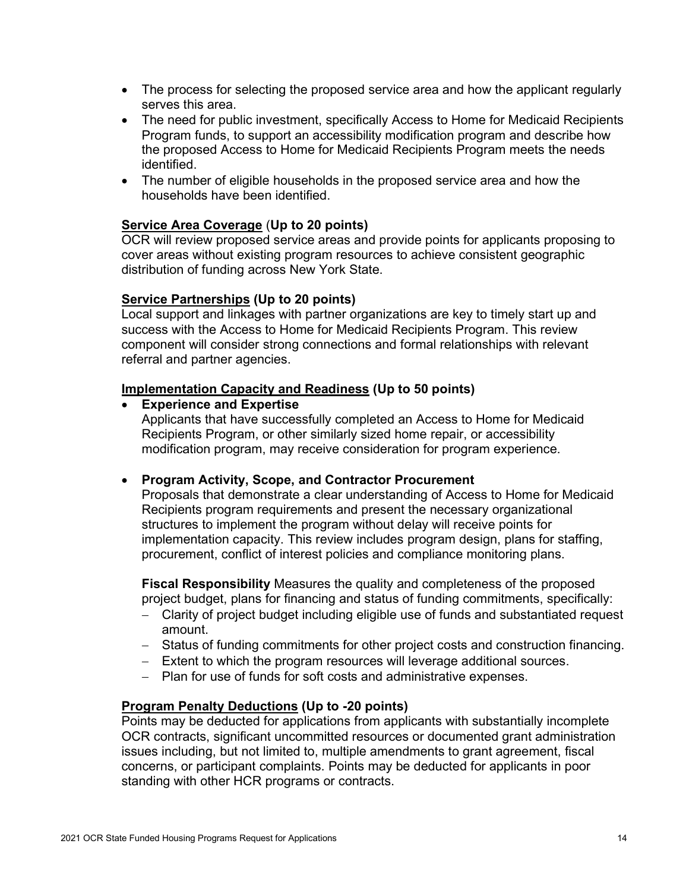- The process for selecting the proposed service area and how the applicant regularly serves this area.
- The need for public investment, specifically Access to Home for Medicaid Recipients Program funds, to support an accessibility modification program and describe how the proposed Access to Home for Medicaid Recipients Program meets the needs identified.
- The number of eligible households in the proposed service area and how the households have been identified.

**Service Area Coverage (Up to 20 points)**

OCR will review proposed service areas and provide points for applicants proposing to cover areas without existing program resources to achieve consistent geographic distribution of funding across New York State.

**Service Partnerships (Up to 20 points)**

Local support and linkages with partner organizations are key to timely start up and success with the Access to Home for Medicaid Recipients Program. This review component will consider strong connections and formal relationships with relevant referral and partner agencies.

**Implementation Capacity and Readiness (Up to 50 points)**

- **Experience and Expertise**

  Applicants that have successfully completed an Access to Home for Medicaid Recipients Program, or other similarly sized home repair, or accessibility modification program, may receive consideration for program experience.

- **Program Activity, Scope, and Contractor Procurement**

  Proposals that demonstrate a clear understanding of Access to Home for Medicaid Recipients program requirements and present the necessary organizational structures to implement the program without delay will receive points for implementation capacity. This review includes program design, plans for staffing, procurement, conflict of interest policies and compliance monitoring plans.

  **Fiscal Responsibility** Measures the quality and completeness of the proposed project budget, plans for financing and status of funding commitments, specifically:
  - Clarity of project budget including eligible use of funds and substantiated request amount.
  - Status of funding commitments for other project costs and construction financing.
  - Extent to which the program resources will leverage additional sources.
  - Plan for use of funds for soft costs and administrative expenses.

**Program Penalty Deductions (Up to -20 points)**

Points may be deducted for applications from applicants with substantially incomplete OCR contracts, significant uncommitted resources or documented grant administration issues including, but not limited to, multiple amendments to grant agreement, fiscal concerns, or participant complaints. Points may be deducted for applicants in poor standing with other HCR programs or contracts.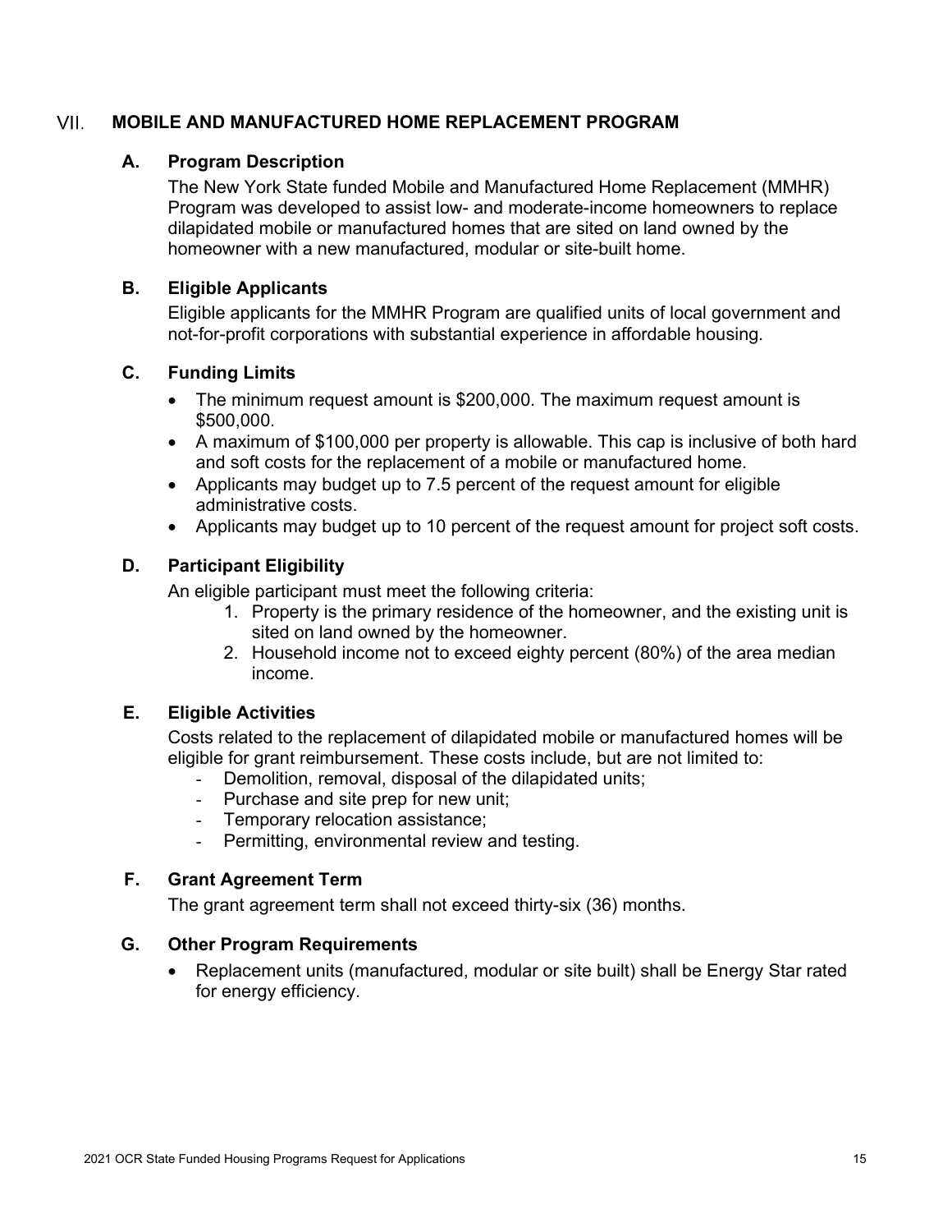## VII. MOBILE AND MANUFACTURED HOME REPLACEMENT PROGRAM

### A. Program Description

The New York State funded Mobile and Manufactured Home Replacement (MMHR) Program was developed to assist low- and moderate-income homeowners to replace dilapidated mobile or manufactured homes that are sited on land owned by the homeowner with a new manufactured, modular or site-built home.

### B. Eligible Applicants

Eligible applicants for the MMHR Program are qualified units of local government and not-for-profit corporations with substantial experience in affordable housing.

### C. Funding Limits

- The minimum request amount is $200,000. The maximum request amount is $500,000.
- A maximum of $100,000 per property is allowable. This cap is inclusive of both hard and soft costs for the replacement of a mobile or manufactured home.
- Applicants may budget up to 7.5 percent of the request amount for eligible administrative costs.
- Applicants may budget up to 10 percent of the request amount for project soft costs.

### D. Participant Eligibility

An eligible participant must meet the following criteria:

1. Property is the primary residence of the homeowner, and the existing unit is sited on land owned by the homeowner.
2. Household income not to exceed eighty percent (80%) of the area median income.

### E. Eligible Activities

Costs related to the replacement of dilapidated mobile or manufactured homes will be eligible for grant reimbursement. These costs include, but are not limited to:

- Demolition, removal, disposal of the dilapidated units;
- Purchase and site prep for new unit;
- Temporary relocation assistance;
- Permitting, environmental review and testing.

### F. Grant Agreement Term

The grant agreement term shall not exceed thirty-six (36) months.

### G. Other Program Requirements

- Replacement units (manufactured, modular or site built) shall be Energy Star rated for energy efficiency.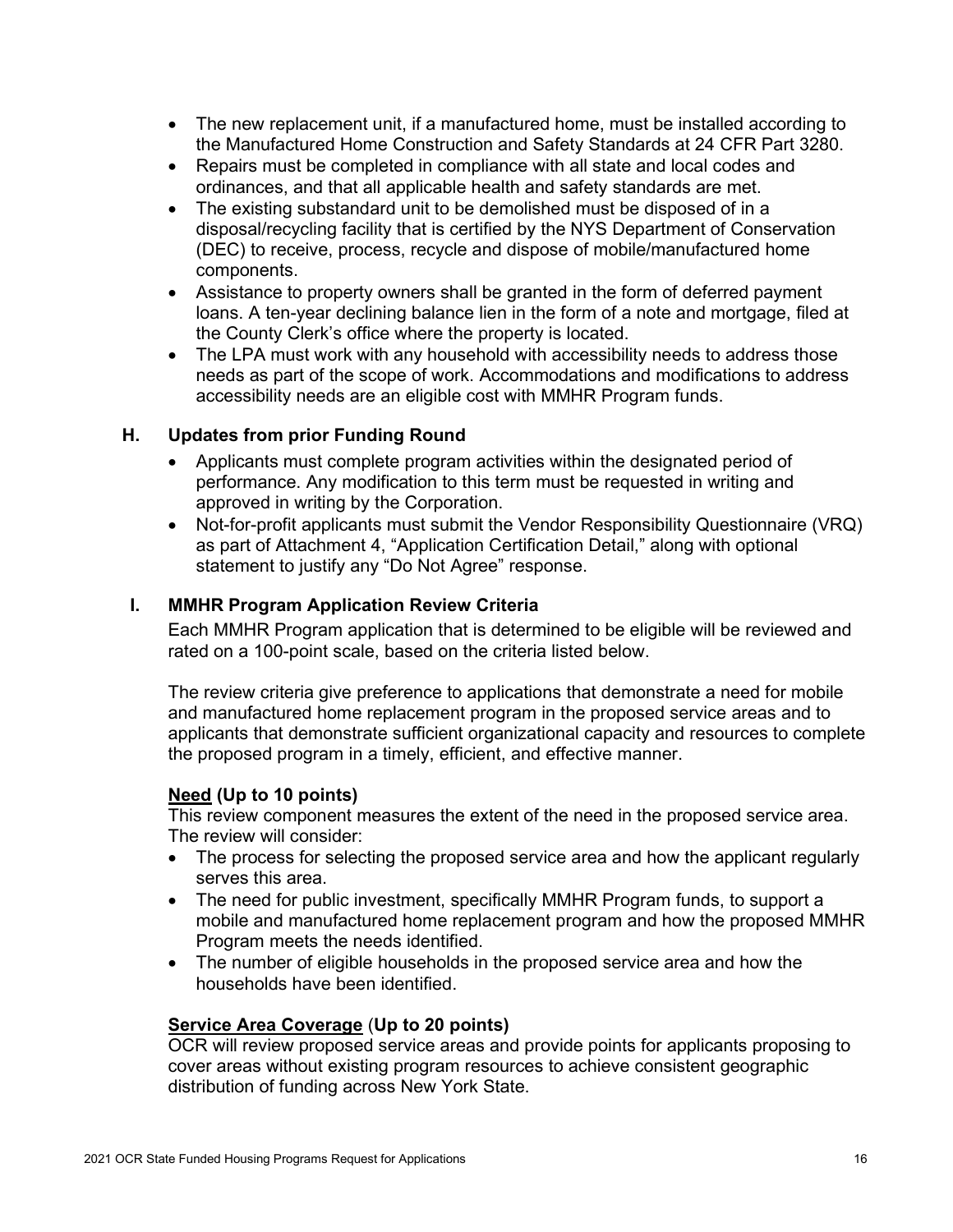- The new replacement unit, if a manufactured home, must be installed according to the Manufactured Home Construction and Safety Standards at 24 CFR Part 3280.
- Repairs must be completed in compliance with all state and local codes and ordinances, and that all applicable health and safety standards are met.
- The existing substandard unit to be demolished must be disposed of in a disposal/recycling facility that is certified by the NYS Department of Conservation (DEC) to receive, process, recycle and dispose of mobile/manufactured home components.
- Assistance to property owners shall be granted in the form of deferred payment loans. A ten-year declining balance lien in the form of a note and mortgage, filed at the County Clerk's office where the property is located.
- The LPA must work with any household with accessibility needs to address those needs as part of the scope of work. Accommodations and modifications to address accessibility needs are an eligible cost with MMHR Program funds.

## H. Updates from prior Funding Round

- Applicants must complete program activities within the designated period of performance. Any modification to this term must be requested in writing and approved in writing by the Corporation.
- Not-for-profit applicants must submit the Vendor Responsibility Questionnaire (VRQ) as part of Attachment 4, "Application Certification Detail," along with optional statement to justify any "Do Not Agree" response.

## I. MMHR Program Application Review Criteria

Each MMHR Program application that is determined to be eligible will be reviewed and rated on a 100-point scale, based on the criteria listed below.

The review criteria give preference to applications that demonstrate a need for mobile and manufactured home replacement program in the proposed service areas and to applicants that demonstrate sufficient organizational capacity and resources to complete the proposed program in a timely, efficient, and effective manner.

**Need (Up to 10 points)**

This review component measures the extent of the need in the proposed service area. The review will consider:

- The process for selecting the proposed service area and how the applicant regularly serves this area.
- The need for public investment, specifically MMHR Program funds, to support a mobile and manufactured home replacement program and how the proposed MMHR Program meets the needs identified.
- The number of eligible households in the proposed service area and how the households have been identified.

**Service Area Coverage (Up to 20 points)**

OCR will review proposed service areas and provide points for applicants proposing to cover areas without existing program resources to achieve consistent geographic distribution of funding across New York State.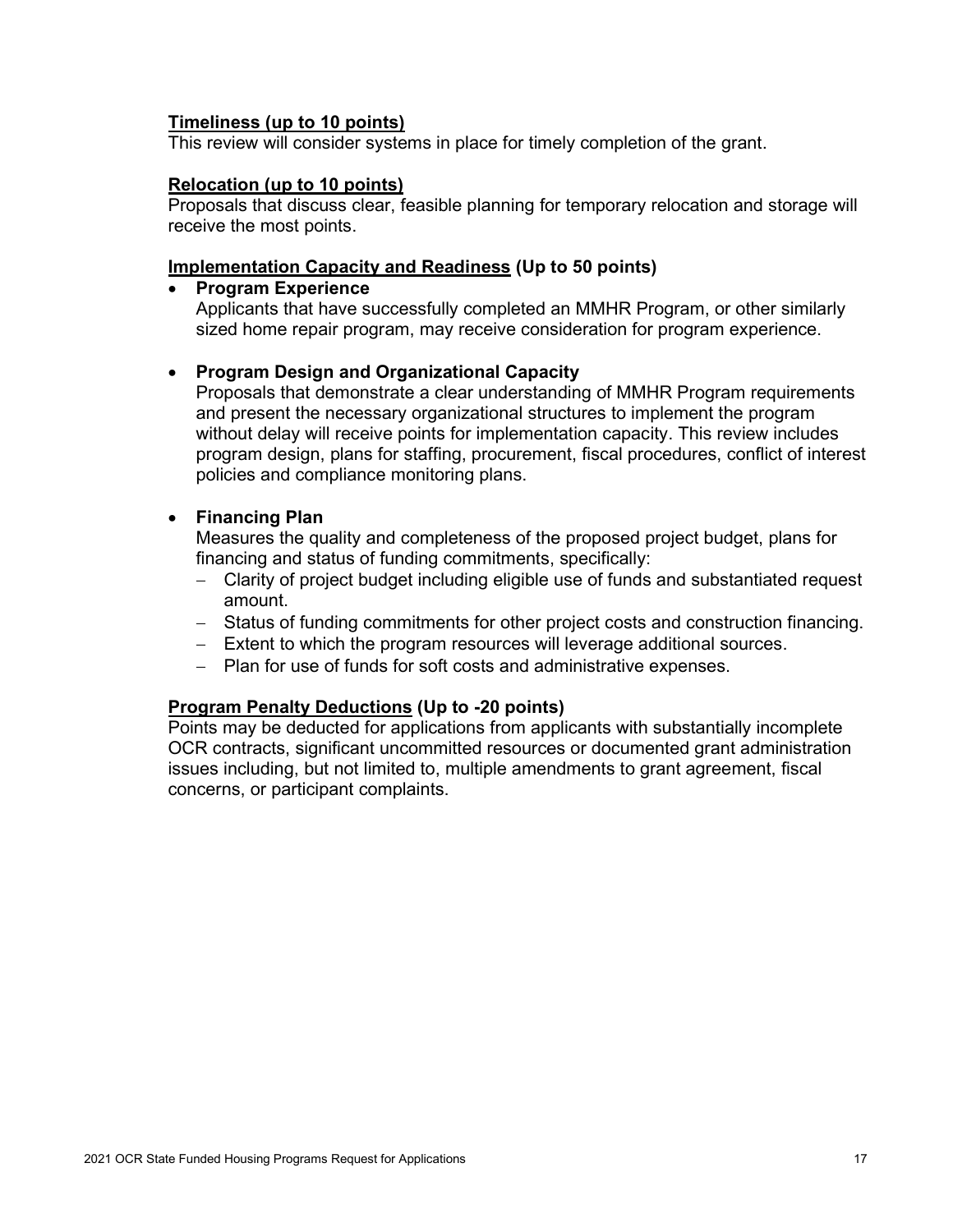**Timeliness (up to 10 points)**
This review will consider systems in place for timely completion of the grant.

**Relocation (up to 10 points)**
Proposals that discuss clear, feasible planning for temporary relocation and storage will receive the most points.

**Implementation Capacity and Readiness (Up to 50 points)**

- **Program Experience**
  Applicants that have successfully completed an MMHR Program, or other similarly sized home repair program, may receive consideration for program experience.

- **Program Design and Organizational Capacity**
  Proposals that demonstrate a clear understanding of MMHR Program requirements and present the necessary organizational structures to implement the program without delay will receive points for implementation capacity. This review includes program design, plans for staffing, procurement, fiscal procedures, conflict of interest policies and compliance monitoring plans.

- **Financing Plan**
  Measures the quality and completeness of the proposed project budget, plans for financing and status of funding commitments, specifically:
  - Clarity of project budget including eligible use of funds and substantiated request amount.
  - Status of funding commitments for other project costs and construction financing.
  - Extent to which the program resources will leverage additional sources.
  - Plan for use of funds for soft costs and administrative expenses.

**Program Penalty Deductions (Up to -20 points)**
Points may be deducted for applications from applicants with substantially incomplete OCR contracts, significant uncommitted resources or documented grant administration issues including, but not limited to, multiple amendments to grant agreement, fiscal concerns, or participant complaints.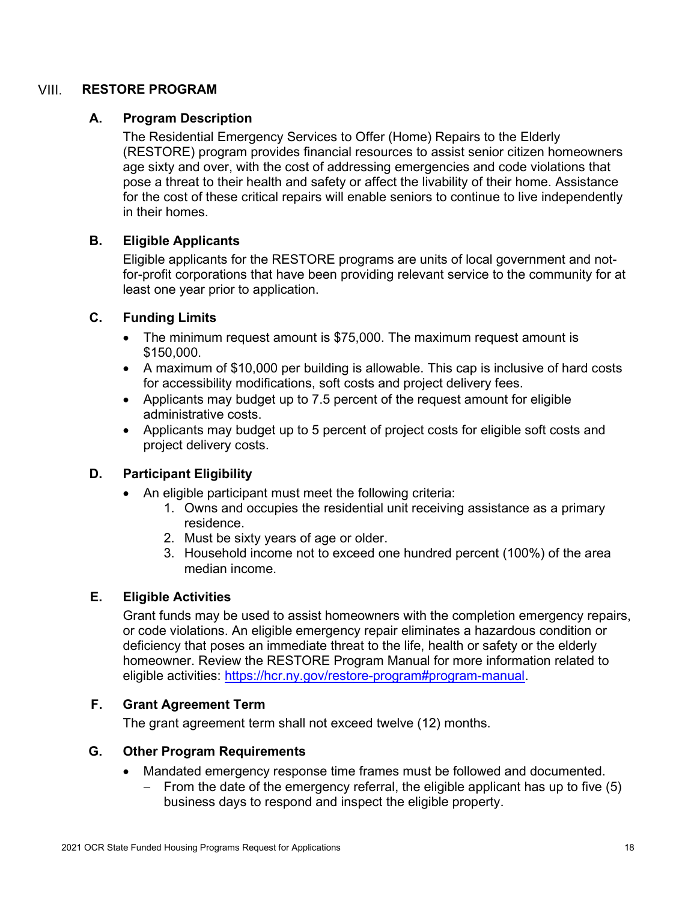## VIII. RESTORE PROGRAM

### A. Program Description

The Residential Emergency Services to Offer (Home) Repairs to the Elderly (RESTORE) program provides financial resources to assist senior citizen homeowners age sixty and over, with the cost of addressing emergencies and code violations that pose a threat to their health and safety or affect the livability of their home. Assistance for the cost of these critical repairs will enable seniors to continue to live independently in their homes.

### B. Eligible Applicants

Eligible applicants for the RESTORE programs are units of local government and not-for-profit corporations that have been providing relevant service to the community for at least one year prior to application.

### C. Funding Limits

- The minimum request amount is $75,000. The maximum request amount is $150,000.
- A maximum of $10,000 per building is allowable. This cap is inclusive of hard costs for accessibility modifications, soft costs and project delivery fees.
- Applicants may budget up to 7.5 percent of the request amount for eligible administrative costs.
- Applicants may budget up to 5 percent of project costs for eligible soft costs and project delivery costs.

### D. Participant Eligibility

- An eligible participant must meet the following criteria:
  1. Owns and occupies the residential unit receiving assistance as a primary residence.
  2. Must be sixty years of age or older.
  3. Household income not to exceed one hundred percent (100%) of the area median income.

### E. Eligible Activities

Grant funds may be used to assist homeowners with the completion emergency repairs, or code violations. An eligible emergency repair eliminates a hazardous condition or deficiency that poses an immediate threat to the life, health or safety or the elderly homeowner. Review the RESTORE Program Manual for more information related to eligible activities: [https://hcr.ny.gov/restore-program#program-manual](https://hcr.ny.gov/restore-program#program-manual).

### F. Grant Agreement Term

The grant agreement term shall not exceed twelve (12) months.

### G. Other Program Requirements

- Mandated emergency response time frames must be followed and documented.
  - From the date of the emergency referral, the eligible applicant has up to five (5) business days to respond and inspect the eligible property.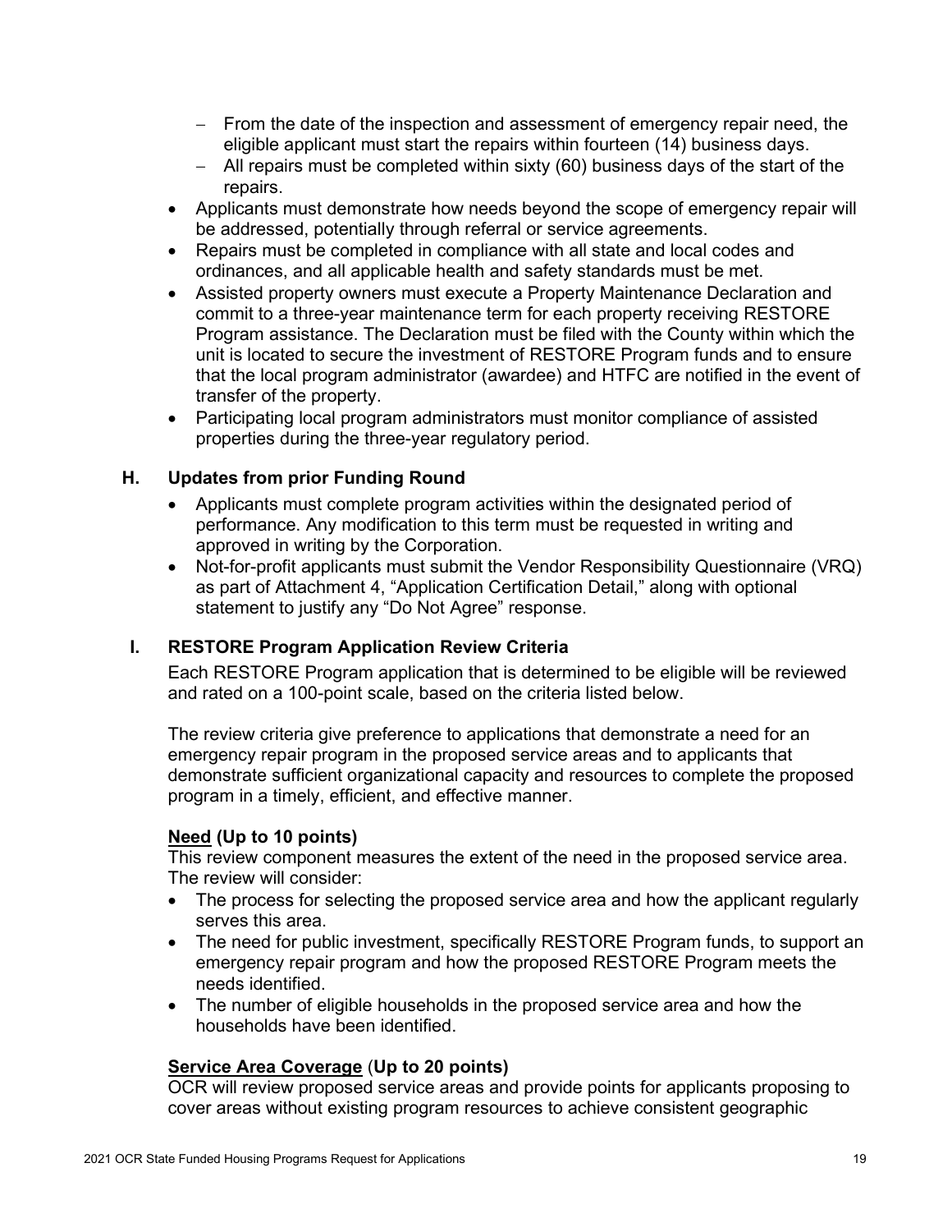- From the date of the inspection and assessment of emergency repair need, the eligible applicant must start the repairs within fourteen (14) business days.
  - All repairs must be completed within sixty (60) business days of the start of the repairs.
- Applicants must demonstrate how needs beyond the scope of emergency repair will be addressed, potentially through referral or service agreements.
- Repairs must be completed in compliance with all state and local codes and ordinances, and all applicable health and safety standards must be met.
- Assisted property owners must execute a Property Maintenance Declaration and commit to a three-year maintenance term for each property receiving RESTORE Program assistance. The Declaration must be filed with the County within which the unit is located to secure the investment of RESTORE Program funds and to ensure that the local program administrator (awardee) and HTFC are notified in the event of transfer of the property.
- Participating local program administrators must monitor compliance of assisted properties during the three-year regulatory period.

## H. Updates from prior Funding Round

- Applicants must complete program activities within the designated period of performance. Any modification to this term must be requested in writing and approved in writing by the Corporation.
- Not-for-profit applicants must submit the Vendor Responsibility Questionnaire (VRQ) as part of Attachment 4, "Application Certification Detail," along with optional statement to justify any "Do Not Agree" response.

## I. RESTORE Program Application Review Criteria

Each RESTORE Program application that is determined to be eligible will be reviewed and rated on a 100-point scale, based on the criteria listed below.

The review criteria give preference to applications that demonstrate a need for an emergency repair program in the proposed service areas and to applicants that demonstrate sufficient organizational capacity and resources to complete the proposed program in a timely, efficient, and effective manner.

**Need (Up to 10 points)**

This review component measures the extent of the need in the proposed service area. The review will consider:

- The process for selecting the proposed service area and how the applicant regularly serves this area.
- The need for public investment, specifically RESTORE Program funds, to support an emergency repair program and how the proposed RESTORE Program meets the needs identified.
- The number of eligible households in the proposed service area and how the households have been identified.

**Service Area Coverage (Up to 20 points)**

OCR will review proposed service areas and provide points for applicants proposing to cover areas without existing program resources to achieve consistent geographic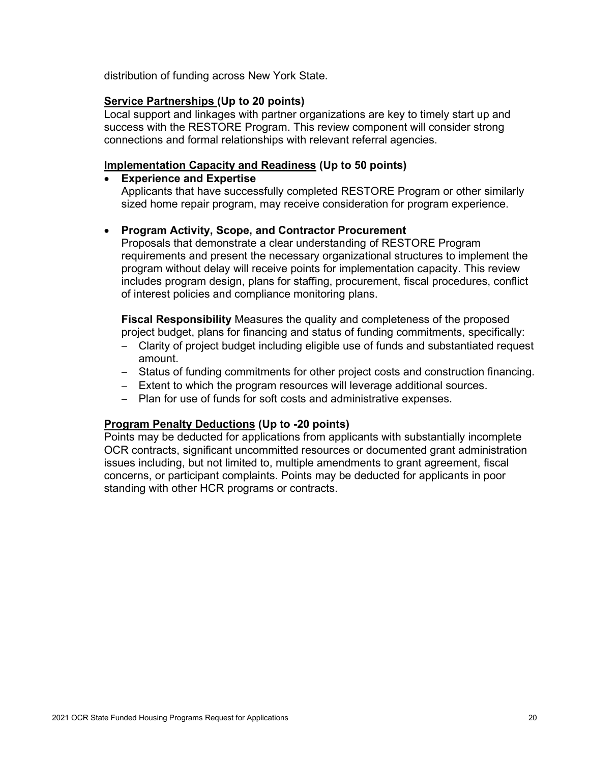distribution of funding across New York State.

**<u>Service Partnerships</u> (Up to 20 points)**
Local support and linkages with partner organizations are key to timely start up and success with the RESTORE Program. This review component will consider strong connections and formal relationships with relevant referral agencies.

**<u>Implementation Capacity and Readiness</u> (Up to 50 points)**

- **Experience and Expertise**
  Applicants that have successfully completed RESTORE Program or other similarly sized home repair program, may receive consideration for program experience.

- **Program Activity, Scope, and Contractor Procurement**
  Proposals that demonstrate a clear understanding of RESTORE Program requirements and present the necessary organizational structures to implement the program without delay will receive points for implementation capacity. This review includes program design, plans for staffing, procurement, fiscal procedures, conflict of interest policies and compliance monitoring plans.

  **Fiscal Responsibility** Measures the quality and completeness of the proposed project budget, plans for financing and status of funding commitments, specifically:
  - Clarity of project budget including eligible use of funds and substantiated request amount.
  - Status of funding commitments for other project costs and construction financing.
  - Extent to which the program resources will leverage additional sources.
  - Plan for use of funds for soft costs and administrative expenses.

**<u>Program Penalty Deductions</u> (Up to -20 points)**
Points may be deducted for applications from applicants with substantially incomplete OCR contracts, significant uncommitted resources or documented grant administration issues including, but not limited to, multiple amendments to grant agreement, fiscal concerns, or participant complaints. Points may be deducted for applicants in poor standing with other HCR programs or contracts.